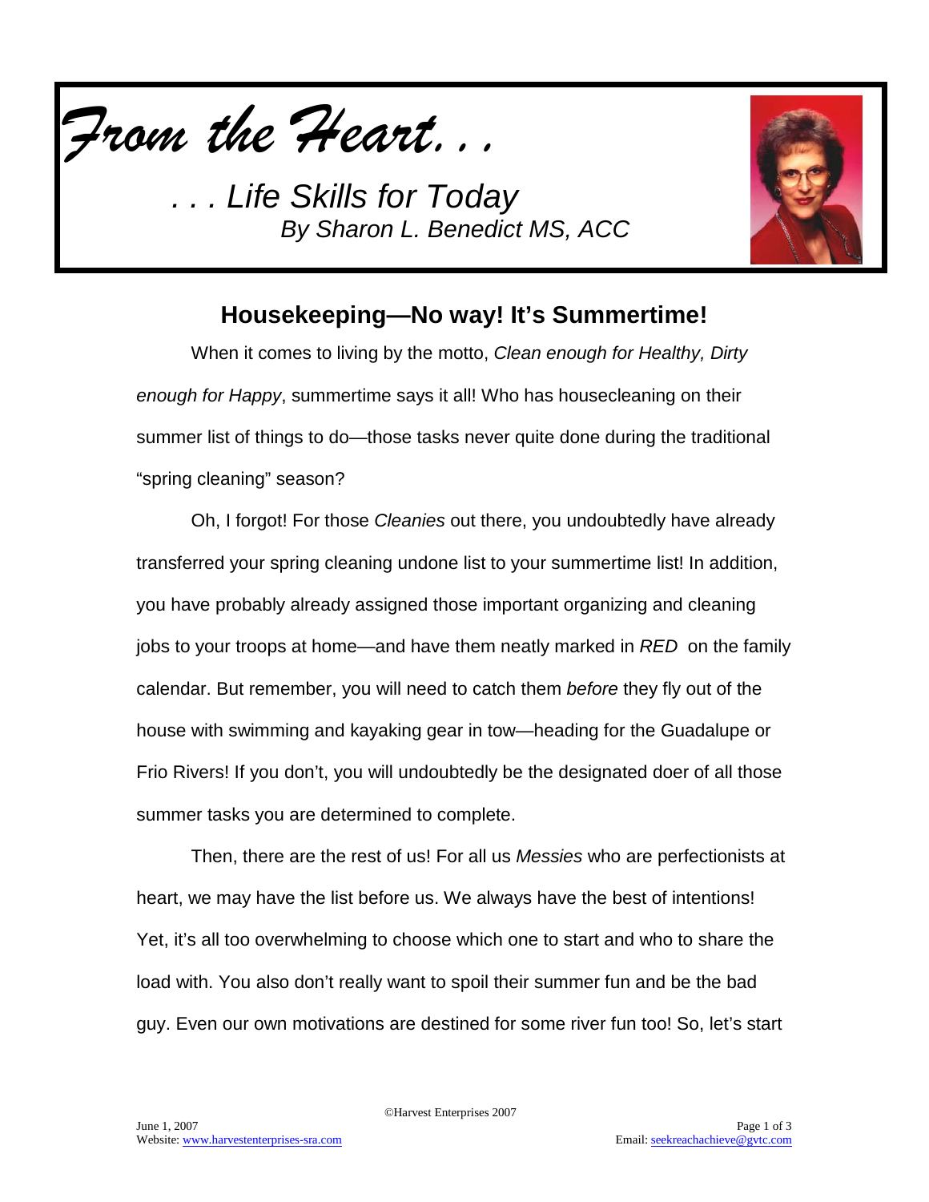*From the Heart. . .*

*. . . Life Skills for Today*
*By Sharon L. Benedict MS, ACC*

## Housekeeping—No way! It's Summertime!

When it comes to living by the motto, *Clean enough for Healthy, Dirty enough for Happy*, summertime says it all! Who has housecleaning on their summer list of things to do—those tasks never quite done during the traditional "spring cleaning" season?

Oh, I forgot! For those *Cleanies* out there, you undoubtedly have already transferred your spring cleaning undone list to your summertime list! In addition, you have probably already assigned those important organizing and cleaning jobs to your troops at home—and have them neatly marked in *RED* on the family calendar. But remember, you will need to catch them *before* they fly out of the house with swimming and kayaking gear in tow—heading for the Guadalupe or Frio Rivers! If you don't, you will undoubtedly be the designated doer of all those summer tasks you are determined to complete.

Then, there are the rest of us! For all us *Messies* who are perfectionists at heart, we may have the list before us. We always have the best of intentions! Yet, it's all too overwhelming to choose which one to start and who to share the load with. You also don't really want to spoil their summer fun and be the bad guy. Even our own motivations are destined for some river fun too! So, let's start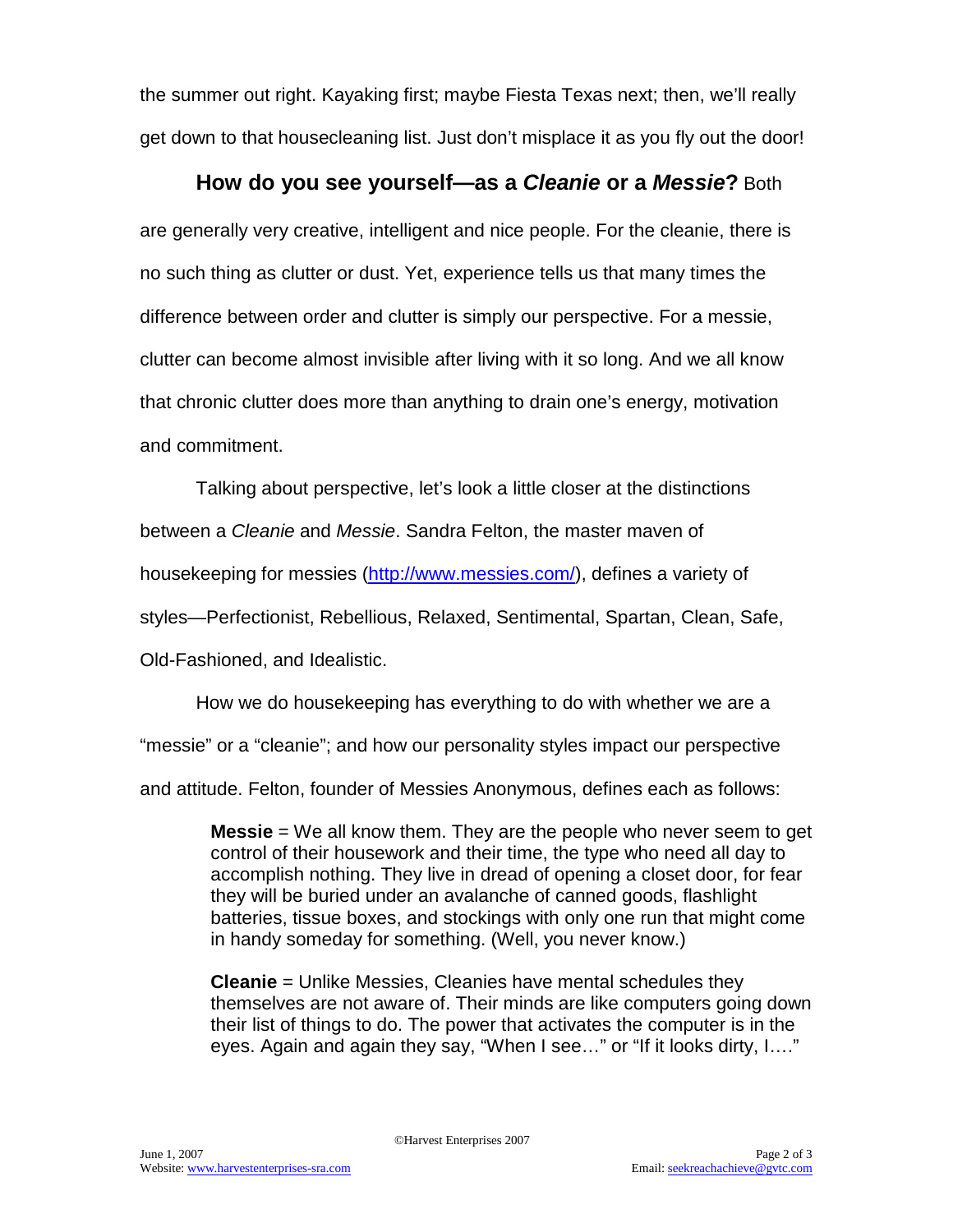the summer out right. Kayaking first; maybe Fiesta Texas next; then, we'll really get down to that housecleaning list. Just don't misplace it as you fly out the door!

**How do you see yourself—as a *Cleanie* or a *Messie*?** Both are generally very creative, intelligent and nice people. For the cleanie, there is no such thing as clutter or dust. Yet, experience tells us that many times the difference between order and clutter is simply our perspective. For a messie, clutter can become almost invisible after living with it so long. And we all know that chronic clutter does more than anything to drain one's energy, motivation and commitment.

Talking about perspective, let's look a little closer at the distinctions between a *Cleanie* and *Messie*. Sandra Felton, the master maven of housekeeping for messies (http://www.messies.com/), defines a variety of styles—Perfectionist, Rebellious, Relaxed, Sentimental, Spartan, Clean, Safe, Old-Fashioned, and Idealistic.

How we do housekeeping has everything to do with whether we are a "messie" or a "cleanie"; and how our personality styles impact our perspective and attitude. Felton, founder of Messies Anonymous, defines each as follows:

> **Messie** = We all know them. They are the people who never seem to get control of their housework and their time, the type who need all day to accomplish nothing. They live in dread of opening a closet door, for fear they will be buried under an avalanche of canned goods, flashlight batteries, tissue boxes, and stockings with only one run that might come in handy someday for something. (Well, you never know.)
>
> **Cleanie** = Unlike Messies, Cleanies have mental schedules they themselves are not aware of. Their minds are like computers going down their list of things to do. The power that activates the computer is in the eyes. Again and again they say, "When I see…" or "If it looks dirty, I…."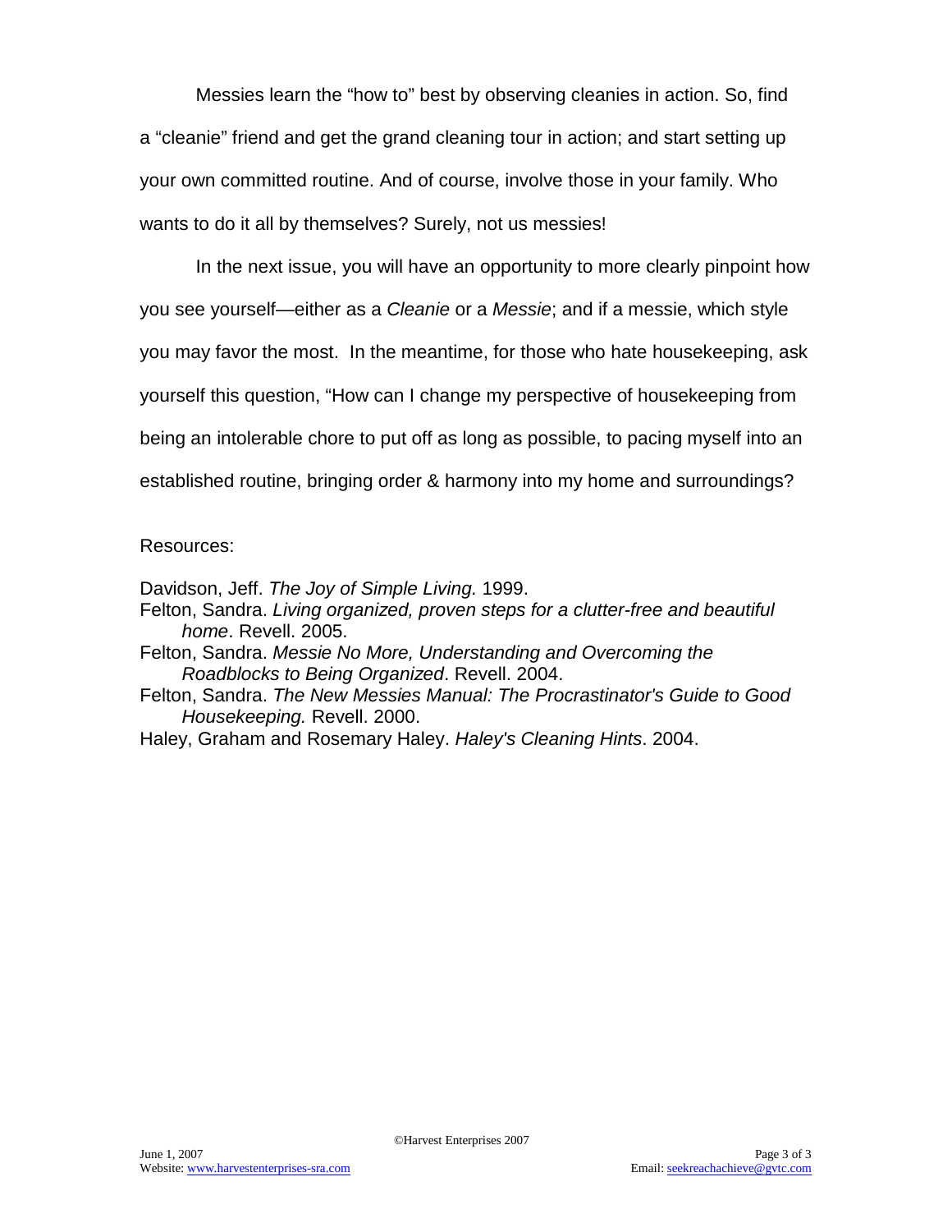Messies learn the "how to" best by observing cleanies in action. So, find a "cleanie" friend and get the grand cleaning tour in action; and start setting up your own committed routine. And of course, involve those in your family. Who wants to do it all by themselves? Surely, not us messies!

In the next issue, you will have an opportunity to more clearly pinpoint how you see yourself—either as a *Cleanie* or a *Messie*; and if a messie, which style you may favor the most. In the meantime, for those who hate housekeeping, ask yourself this question, "How can I change my perspective of housekeeping from being an intolerable chore to put off as long as possible, to pacing myself into an established routine, bringing order & harmony into my home and surroundings?

Resources:

Davidson, Jeff. *The Joy of Simple Living.* 1999.

Felton, Sandra. *Living organized, proven steps for a clutter-free and beautiful home*. Revell. 2005.

Felton, Sandra. *Messie No More, Understanding and Overcoming the Roadblocks to Being Organized*. Revell. 2004.

Felton, Sandra. *The New Messies Manual: The Procrastinator's Guide to Good Housekeeping.* Revell. 2000.

Haley, Graham and Rosemary Haley. *Haley's Cleaning Hints*. 2004.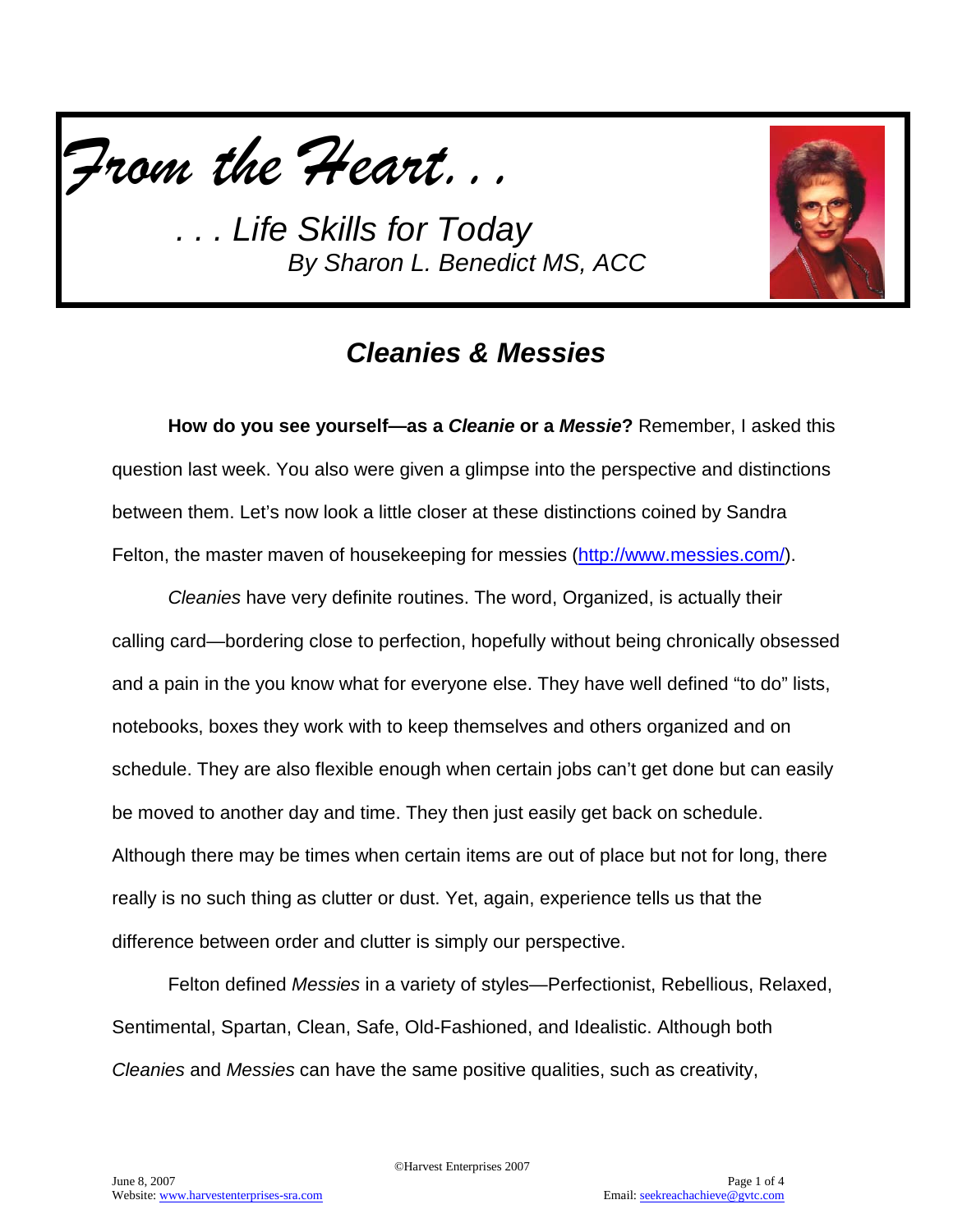# *From the Heart. . .*

*. . . Life Skills for Today*

*By Sharon L. Benedict MS, ACC*

## *Cleanies & Messies*

**How do you see yourself—as a *Cleanie* or a *Messie*?** Remember, I asked this question last week. You also were given a glimpse into the perspective and distinctions between them. Let's now look a little closer at these distinctions coined by Sandra Felton, the master maven of housekeeping for messies (http://www.messies.com/).

*Cleanies* have very definite routines. The word, Organized, is actually their calling card—bordering close to perfection, hopefully without being chronically obsessed and a pain in the you know what for everyone else. They have well defined "to do" lists, notebooks, boxes they work with to keep themselves and others organized and on schedule. They are also flexible enough when certain jobs can't get done but can easily be moved to another day and time. They then just easily get back on schedule. Although there may be times when certain items are out of place but not for long, there really is no such thing as clutter or dust. Yet, again, experience tells us that the difference between order and clutter is simply our perspective.

Felton defined *Messies* in a variety of styles—Perfectionist, Rebellious, Relaxed, Sentimental, Spartan, Clean, Safe, Old-Fashioned, and Idealistic. Although both *Cleanies* and *Messies* can have the same positive qualities, such as creativity,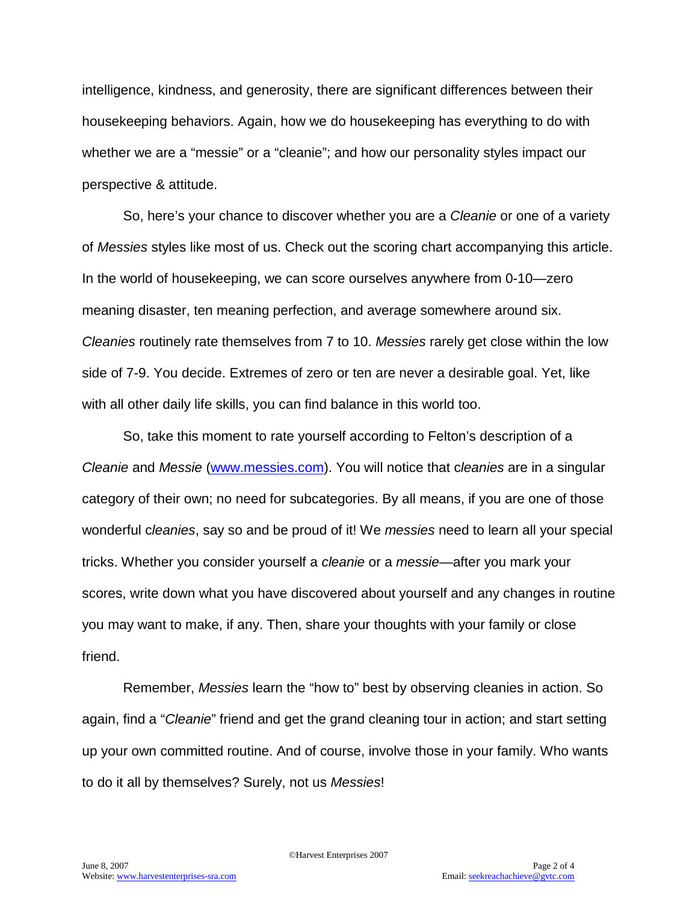intelligence, kindness, and generosity, there are significant differences between their housekeeping behaviors. Again, how we do housekeeping has everything to do with whether we are a "messie" or a "cleanie"; and how our personality styles impact our perspective & attitude.

So, here's your chance to discover whether you are a *Cleanie* or one of a variety of *Messies* styles like most of us. Check out the scoring chart accompanying this article. In the world of housekeeping, we can score ourselves anywhere from 0-10—zero meaning disaster, ten meaning perfection, and average somewhere around six. *Cleanies* routinely rate themselves from 7 to 10. *Messies* rarely get close within the low side of 7-9. You decide. Extremes of zero or ten are never a desirable goal. Yet, like with all other daily life skills, you can find balance in this world too.

So, take this moment to rate yourself according to Felton's description of a *Cleanie* and *Messie* (www.messies.com). You will notice that c*leanies* are in a singular category of their own; no need for subcategories. By all means, if you are one of those wonderful c*leanies*, say so and be proud of it! We *messies* need to learn all your special tricks. Whether you consider yourself a *cleanie* or a *messie*—after you mark your scores, write down what you have discovered about yourself and any changes in routine you may want to make, if any. Then, share your thoughts with your family or close friend.

Remember, *Messies* learn the "how to" best by observing cleanies in action. So again, find a "*Cleanie*" friend and get the grand cleaning tour in action; and start setting up your own committed routine. And of course, involve those in your family. Who wants to do it all by themselves? Surely, not us *Messies*!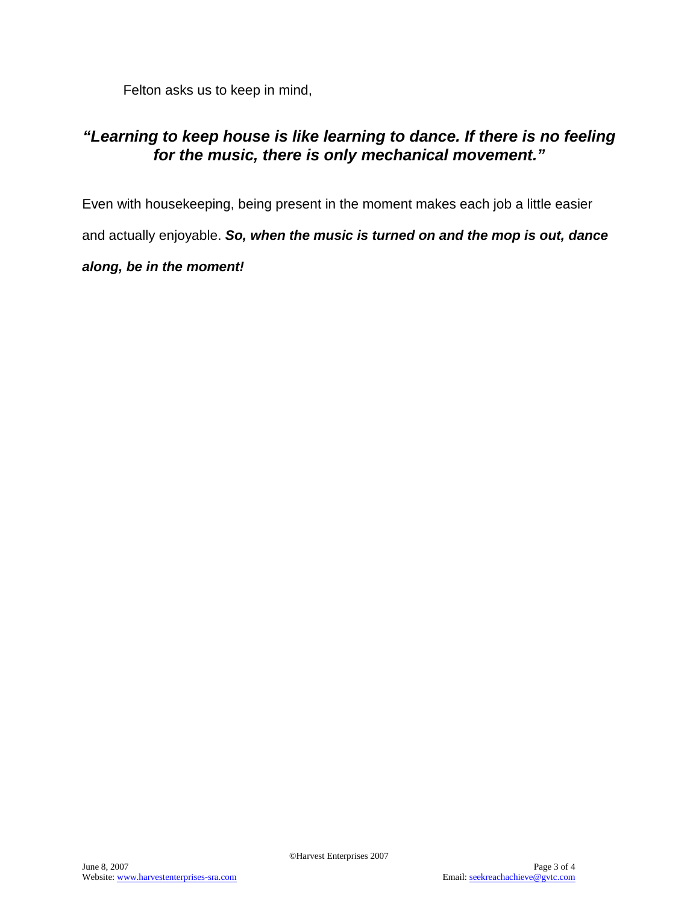Felton asks us to keep in mind,

***"Learning to keep house is like learning to dance. If there is no feeling for the music, there is only mechanical movement."***

Even with housekeeping, being present in the moment makes each job a little easier and actually enjoyable. ***So, when the music is turned on and the mop is out, dance along, be in the moment!***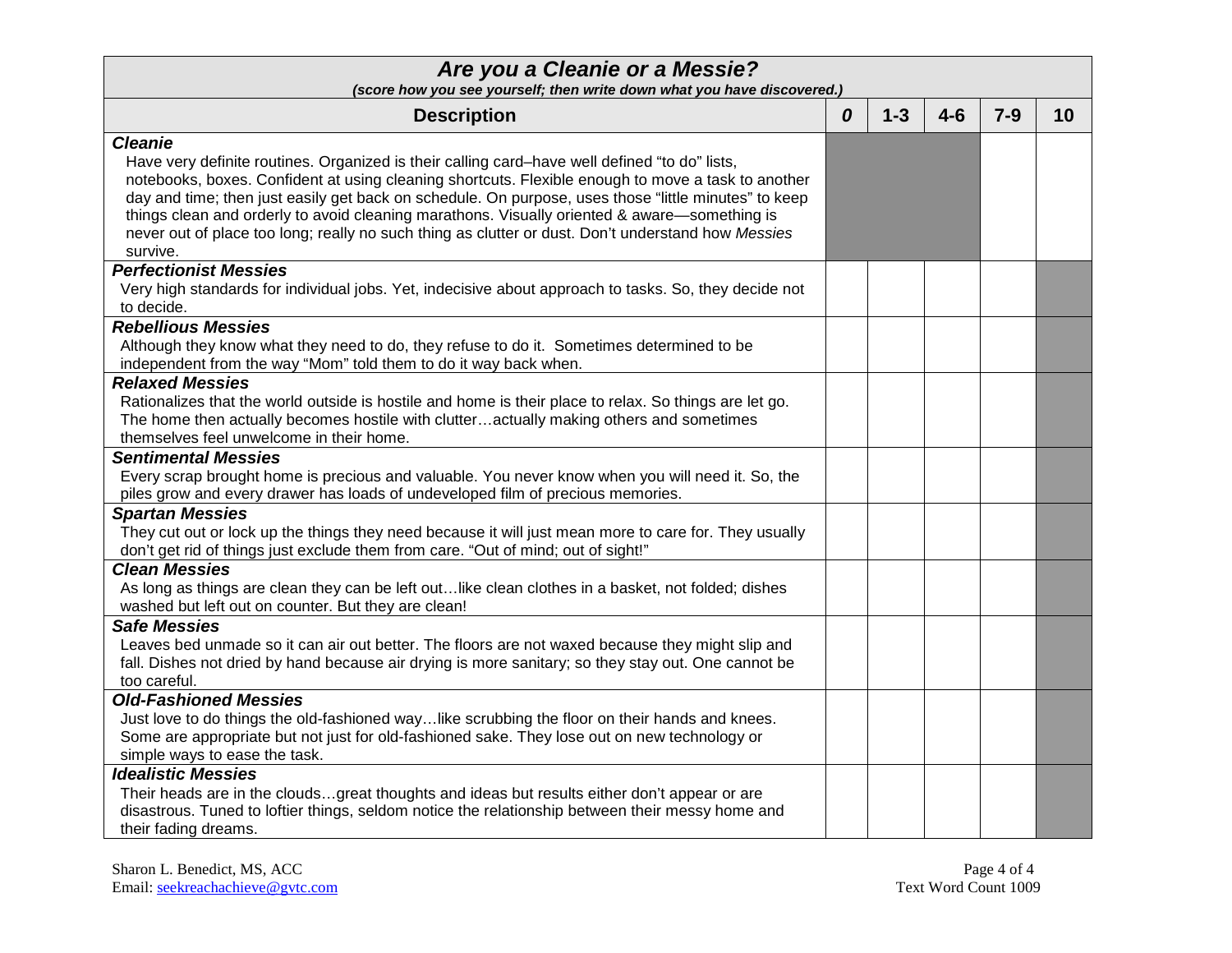| ***Are you a Cleanie or a Messie?*** *(score how you see yourself; then write down what you have discovered.)* | | | | | |
|---|---|---|---|---|---|
| **Description** | ***0*** | **1-3** | **4-6** | **7-9** | **10** |
| ***Cleanie*** Have very definite routines. Organized is their calling card–have well defined "to do" lists, notebooks, boxes. Confident at using cleaning shortcuts. Flexible enough to move a task to another day and time; then just easily get back on schedule. On purpose, uses those "little minutes" to keep things clean and orderly to avoid cleaning marathons. Visually oriented & aware—something is never out of place too long; really no such thing as clutter or dust. Don't understand how *Messies* survive. | | | | | |
| ***Perfectionist Messies*** Very high standards for individual jobs. Yet, indecisive about approach to tasks. So, they decide not to decide. | | | | | |
| ***Rebellious Messies*** Although they know what they need to do, they refuse to do it. Sometimes determined to be independent from the way "Mom" told them to do it way back when. | | | | | |
| ***Relaxed Messies*** Rationalizes that the world outside is hostile and home is their place to relax. So things are let go. The home then actually becomes hostile with clutter…actually making others and sometimes themselves feel unwelcome in their home. | | | | | |
| ***Sentimental Messies*** Every scrap brought home is precious and valuable. You never know when you will need it. So, the piles grow and every drawer has loads of undeveloped film of precious memories. | | | | | |
| ***Spartan Messies*** They cut out or lock up the things they need because it will just mean more to care for. They usually don't get rid of things just exclude them from care. "Out of mind; out of sight!" | | | | | |
| ***Clean Messies*** As long as things are clean they can be left out…like clean clothes in a basket, not folded; dishes washed but left out on counter. But they are clean! | | | | | |
| ***Safe Messies*** Leaves bed unmade so it can air out better. The floors are not waxed because they might slip and fall. Dishes not dried by hand because air drying is more sanitary; so they stay out. One cannot be too careful. | | | | | |
| ***Old-Fashioned Messies*** Just love to do things the old-fashioned way…like scrubbing the floor on their hands and knees. Some are appropriate but not just for old-fashioned sake. They lose out on new technology or simple ways to ease the task. | | | | | |
| ***Idealistic Messies*** Their heads are in the clouds…great thoughts and ideas but results either don't appear or are disastrous. Tuned to loftier things, seldom notice the relationship between their messy home and their fading dreams. | | | | | |

Sharon L. Benedict, MS, ACC
Email: seekreachachieve@gvtc.com

Text Word Count 1009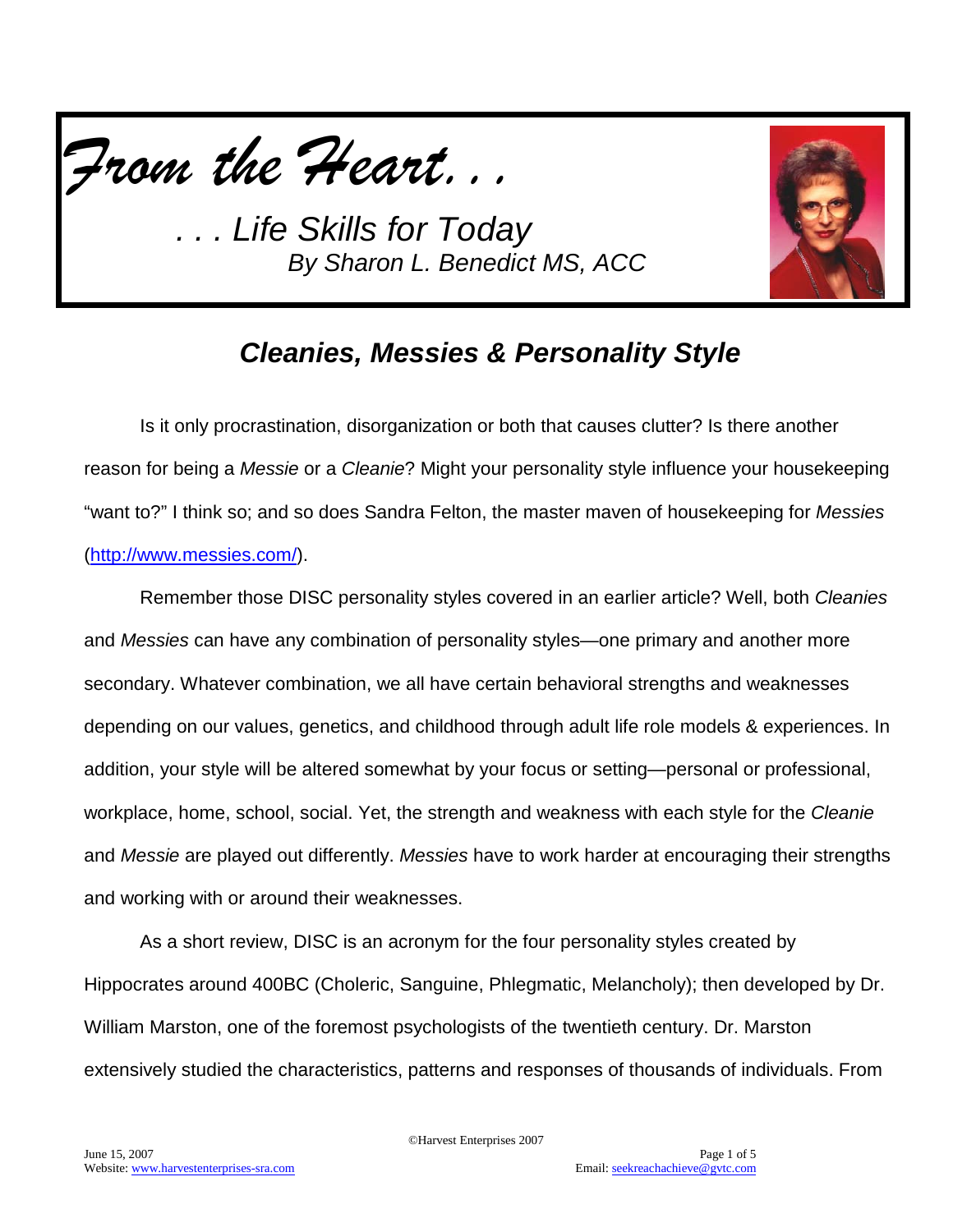*From the Heart. . .*

*. . . Life Skills for Today*

*By Sharon L. Benedict MS, ACC*

## *Cleanies, Messies & Personality Style*

Is it only procrastination, disorganization or both that causes clutter? Is there another reason for being a *Messie* or a *Cleanie*? Might your personality style influence your housekeeping "want to?" I think so; and so does Sandra Felton, the master maven of housekeeping for *Messies* (http://www.messies.com/).

Remember those DISC personality styles covered in an earlier article? Well, both *Cleanies* and *Messies* can have any combination of personality styles—one primary and another more secondary. Whatever combination, we all have certain behavioral strengths and weaknesses depending on our values, genetics, and childhood through adult life role models & experiences. In addition, your style will be altered somewhat by your focus or setting—personal or professional, workplace, home, school, social. Yet, the strength and weakness with each style for the *Cleanie* and *Messie* are played out differently. *Messies* have to work harder at encouraging their strengths and working with or around their weaknesses.

As a short review, DISC is an acronym for the four personality styles created by Hippocrates around 400BC (Choleric, Sanguine, Phlegmatic, Melancholy); then developed by Dr. William Marston, one of the foremost psychologists of the twentieth century. Dr. Marston extensively studied the characteristics, patterns and responses of thousands of individuals. From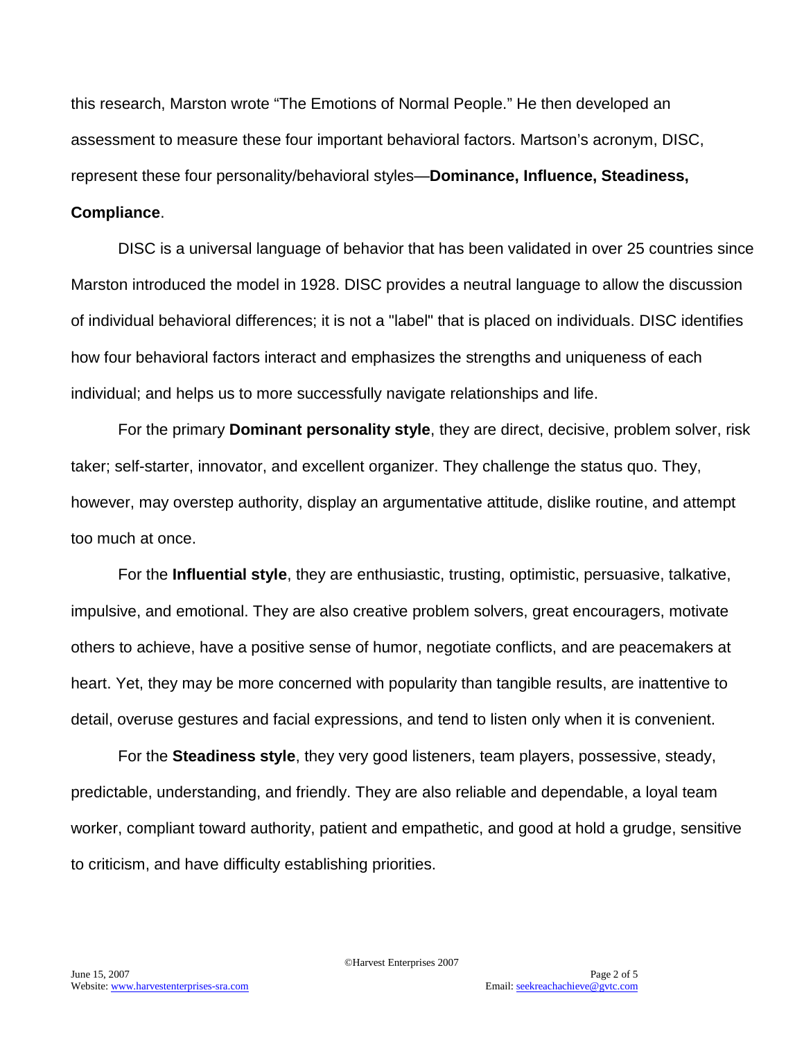this research, Marston wrote “The Emotions of Normal People.” He then developed an assessment to measure these four important behavioral factors. Martson’s acronym, DISC, represent these four personality/behavioral styles—**Dominance, Influence, Steadiness, Compliance**.

DISC is a universal language of behavior that has been validated in over 25 countries since Marston introduced the model in 1928. DISC provides a neutral language to allow the discussion of individual behavioral differences; it is not a "label" that is placed on individuals. DISC identifies how four behavioral factors interact and emphasizes the strengths and uniqueness of each individual; and helps us to more successfully navigate relationships and life.

For the primary **Dominant personality style**, they are direct, decisive, problem solver, risk taker; self-starter, innovator, and excellent organizer. They challenge the status quo. They, however, may overstep authority, display an argumentative attitude, dislike routine, and attempt too much at once.

For the **Influential style**, they are enthusiastic, trusting, optimistic, persuasive, talkative, impulsive, and emotional. They are also creative problem solvers, great encouragers, motivate others to achieve, have a positive sense of humor, negotiate conflicts, and are peacemakers at heart. Yet, they may be more concerned with popularity than tangible results, are inattentive to detail, overuse gestures and facial expressions, and tend to listen only when it is convenient.

For the **Steadiness style**, they very good listeners, team players, possessive, steady, predictable, understanding, and friendly. They are also reliable and dependable, a loyal team worker, compliant toward authority, patient and empathetic, and good at hold a grudge, sensitive to criticism, and have difficulty establishing priorities.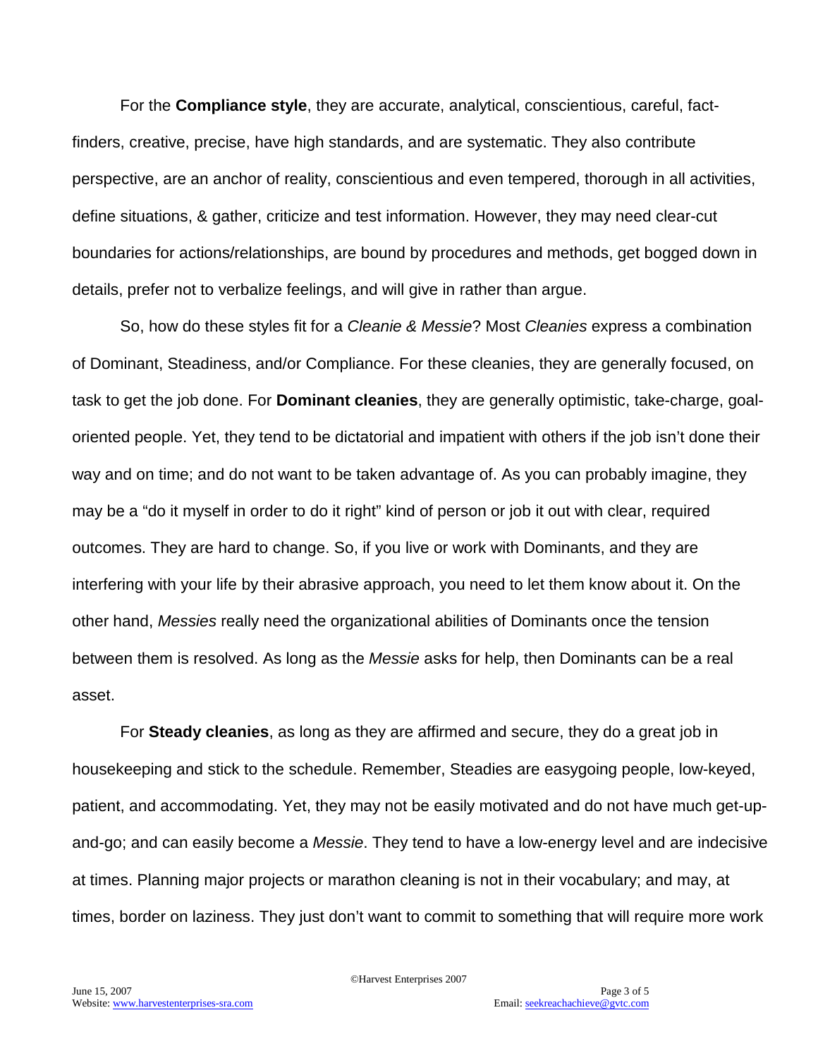For the **Compliance style**, they are accurate, analytical, conscientious, careful, fact-finders, creative, precise, have high standards, and are systematic. They also contribute perspective, are an anchor of reality, conscientious and even tempered, thorough in all activities, define situations, & gather, criticize and test information. However, they may need clear-cut boundaries for actions/relationships, are bound by procedures and methods, get bogged down in details, prefer not to verbalize feelings, and will give in rather than argue.

So, how do these styles fit for a *Cleanie & Messie*? Most *Cleanies* express a combination of Dominant, Steadiness, and/or Compliance. For these cleanies, they are generally focused, on task to get the job done. For **Dominant cleanies**, they are generally optimistic, take-charge, goal-oriented people. Yet, they tend to be dictatorial and impatient with others if the job isn't done their way and on time; and do not want to be taken advantage of. As you can probably imagine, they may be a "do it myself in order to do it right" kind of person or job it out with clear, required outcomes. They are hard to change. So, if you live or work with Dominants, and they are interfering with your life by their abrasive approach, you need to let them know about it. On the other hand, *Messies* really need the organizational abilities of Dominants once the tension between them is resolved. As long as the *Messie* asks for help, then Dominants can be a real asset.

For **Steady cleanies**, as long as they are affirmed and secure, they do a great job in housekeeping and stick to the schedule. Remember, Steadies are easygoing people, low-keyed, patient, and accommodating. Yet, they may not be easily motivated and do not have much get-up-and-go; and can easily become a *Messie*. They tend to have a low-energy level and are indecisive at times. Planning major projects or marathon cleaning is not in their vocabulary; and may, at times, border on laziness. They just don't want to commit to something that will require more work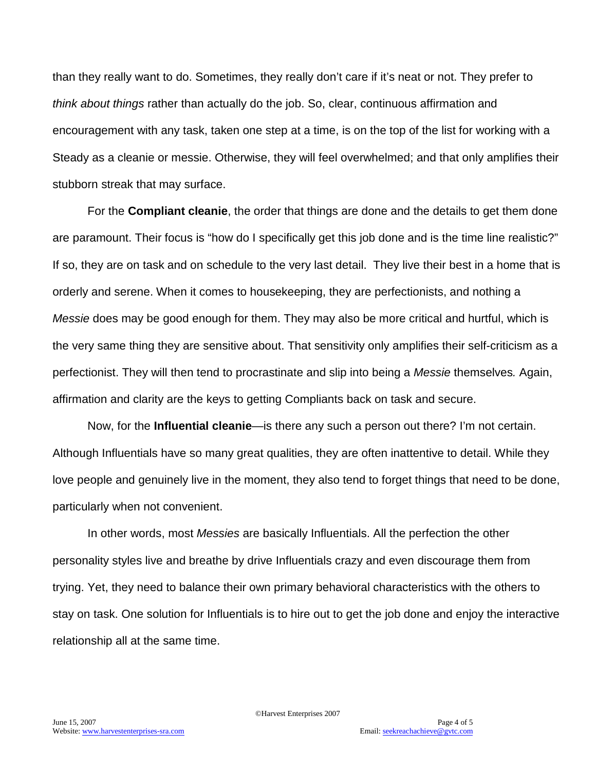than they really want to do. Sometimes, they really don't care if it's neat or not. They prefer to *think about things* rather than actually do the job. So, clear, continuous affirmation and encouragement with any task, taken one step at a time, is on the top of the list for working with a Steady as a cleanie or messie. Otherwise, they will feel overwhelmed; and that only amplifies their stubborn streak that may surface.

For the **Compliant cleanie**, the order that things are done and the details to get them done are paramount. Their focus is "how do I specifically get this job done and is the time line realistic?" If so, they are on task and on schedule to the very last detail. They live their best in a home that is orderly and serene. When it comes to housekeeping, they are perfectionists, and nothing a *Messie* does may be good enough for them. They may also be more critical and hurtful, which is the very same thing they are sensitive about. That sensitivity only amplifies their self-criticism as a perfectionist. They will then tend to procrastinate and slip into being a *Messie* themselves*.* Again, affirmation and clarity are the keys to getting Compliants back on task and secure.

Now, for the **Influential cleanie**—is there any such a person out there? I'm not certain. Although Influentials have so many great qualities, they are often inattentive to detail. While they love people and genuinely live in the moment, they also tend to forget things that need to be done, particularly when not convenient.

In other words, most *Messies* are basically Influentials. All the perfection the other personality styles live and breathe by drive Influentials crazy and even discourage them from trying. Yet, they need to balance their own primary behavioral characteristics with the others to stay on task. One solution for Influentials is to hire out to get the job done and enjoy the interactive relationship all at the same time.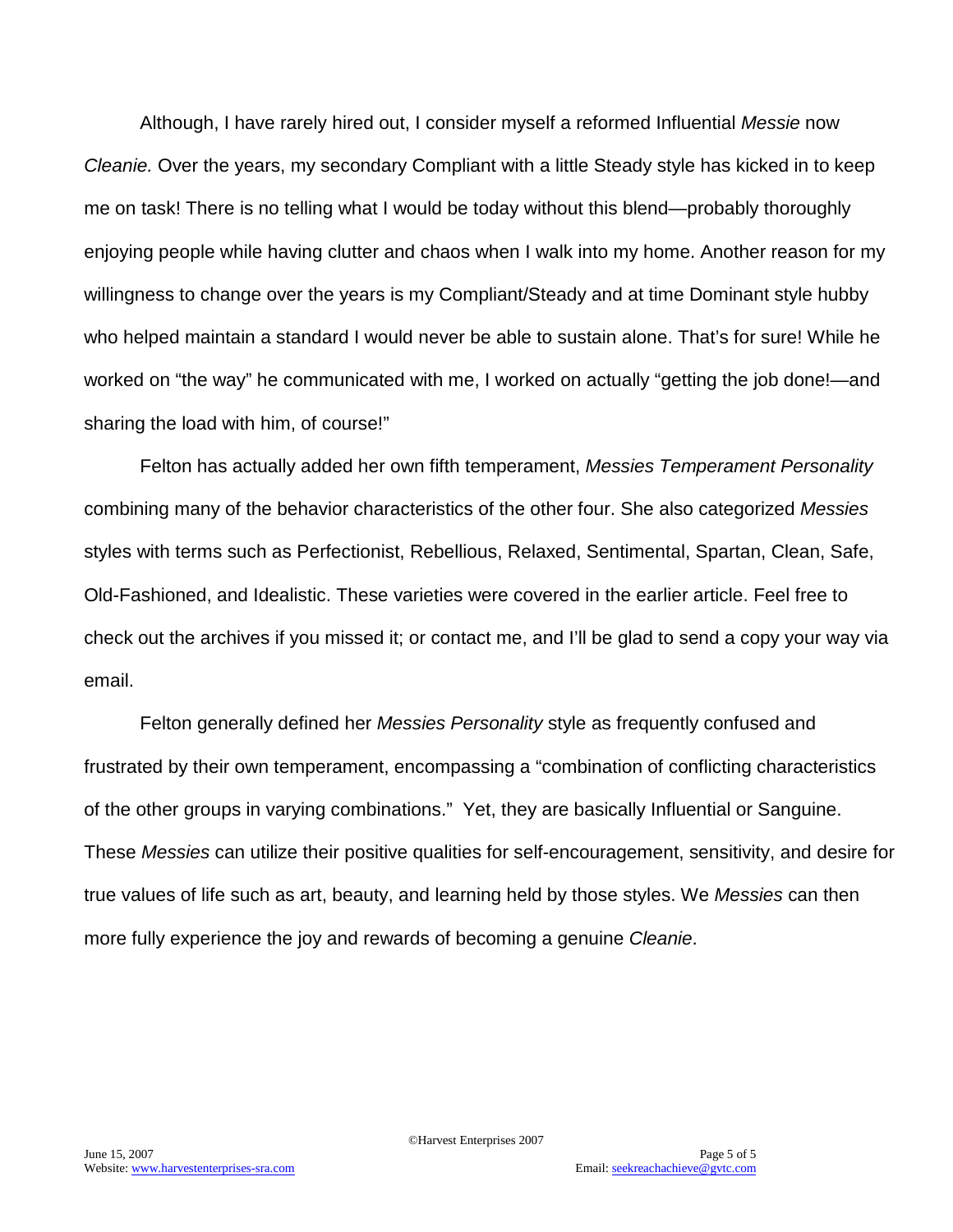Although, I have rarely hired out, I consider myself a reformed Influential *Messie* now *Cleanie.* Over the years, my secondary Compliant with a little Steady style has kicked in to keep me on task! There is no telling what I would be today without this blend—probably thoroughly enjoying people while having clutter and chaos when I walk into my home. Another reason for my willingness to change over the years is my Compliant/Steady and at time Dominant style hubby who helped maintain a standard I would never be able to sustain alone. That's for sure! While he worked on "the way" he communicated with me, I worked on actually "getting the job done!—and sharing the load with him, of course!"

Felton has actually added her own fifth temperament, *Messies Temperament Personality* combining many of the behavior characteristics of the other four. She also categorized *Messies* styles with terms such as Perfectionist, Rebellious, Relaxed, Sentimental, Spartan, Clean, Safe, Old-Fashioned, and Idealistic. These varieties were covered in the earlier article. Feel free to check out the archives if you missed it; or contact me, and I'll be glad to send a copy your way via email.

Felton generally defined her *Messies Personality* style as frequently confused and frustrated by their own temperament, encompassing a "combination of conflicting characteristics of the other groups in varying combinations." Yet, they are basically Influential or Sanguine. These *Messies* can utilize their positive qualities for self-encouragement, sensitivity, and desire for true values of life such as art, beauty, and learning held by those styles. We *Messies* can then more fully experience the joy and rewards of becoming a genuine *Cleanie*.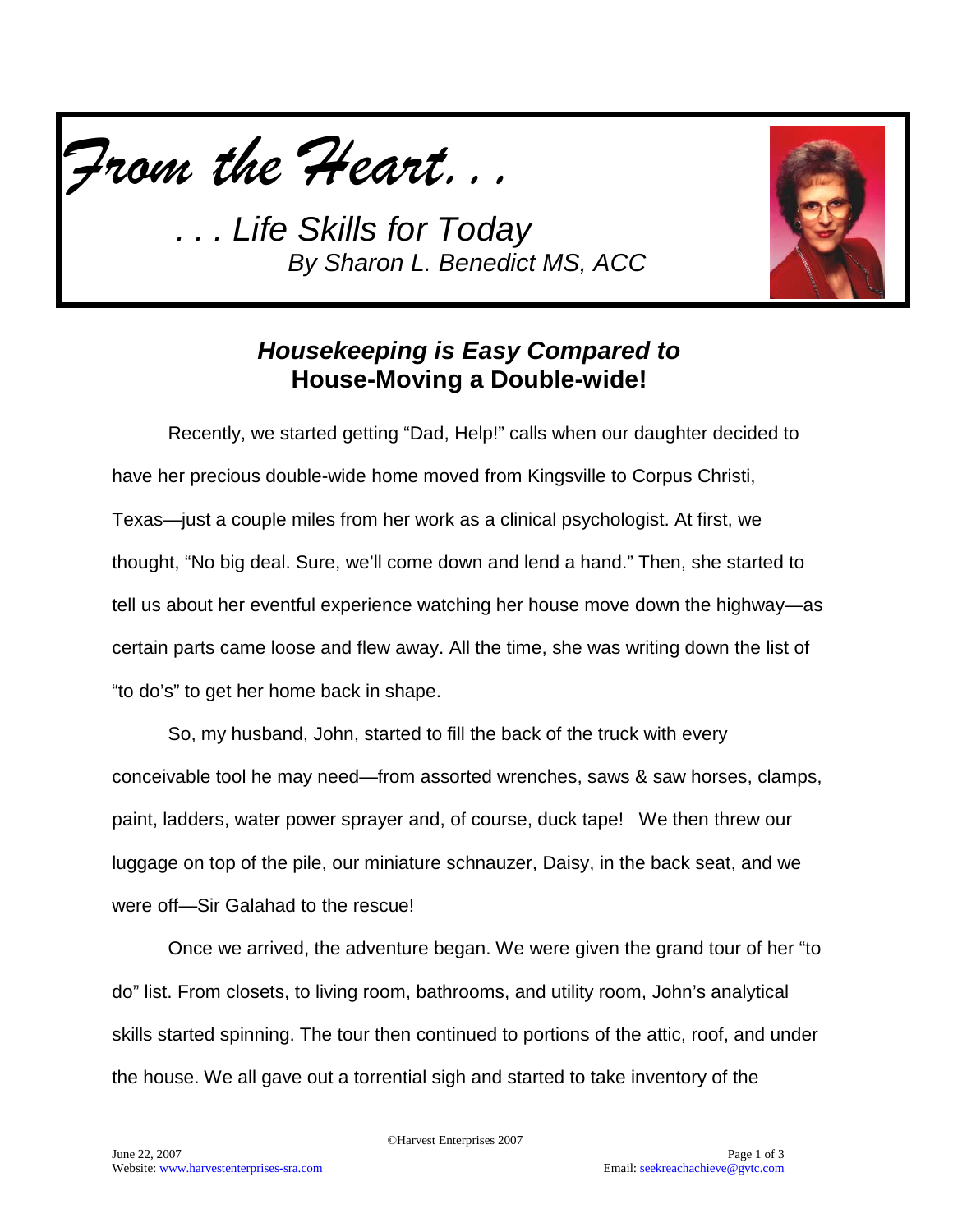*From the Heart. . .*

*. . . Life Skills for Today*
*By Sharon L. Benedict MS, ACC*

## ***Housekeeping is Easy Compared to*** **House-Moving a Double-wide!**

Recently, we started getting "Dad, Help!" calls when our daughter decided to have her precious double-wide home moved from Kingsville to Corpus Christi, Texas—just a couple miles from her work as a clinical psychologist. At first, we thought, "No big deal. Sure, we'll come down and lend a hand." Then, she started to tell us about her eventful experience watching her house move down the highway—as certain parts came loose and flew away. All the time, she was writing down the list of "to do's" to get her home back in shape.

So, my husband, John, started to fill the back of the truck with every conceivable tool he may need—from assorted wrenches, saws & saw horses, clamps, paint, ladders, water power sprayer and, of course, duck tape! We then threw our luggage on top of the pile, our miniature schnauzer, Daisy, in the back seat, and we were off—Sir Galahad to the rescue!

Once we arrived, the adventure began. We were given the grand tour of her "to do" list. From closets, to living room, bathrooms, and utility room, John's analytical skills started spinning. The tour then continued to portions of the attic, roof, and under the house. We all gave out a torrential sigh and started to take inventory of the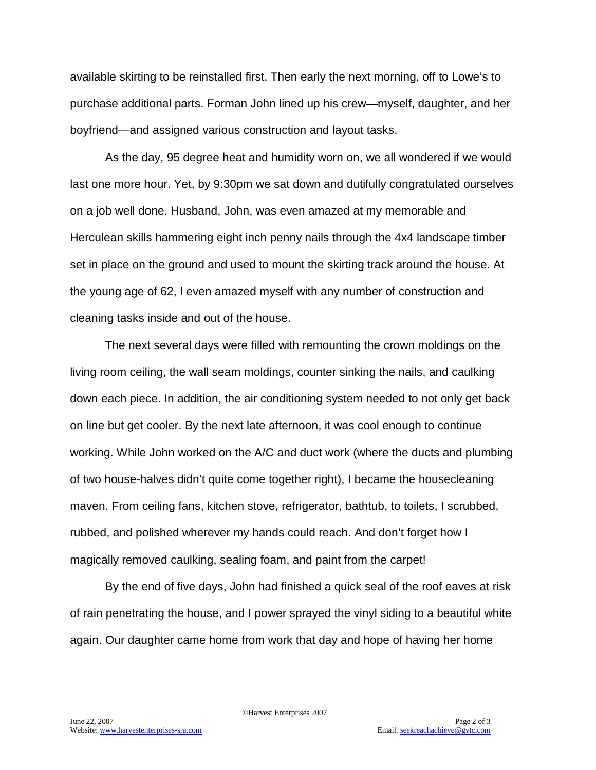available skirting to be reinstalled first. Then early the next morning, off to Lowe's to purchase additional parts. Forman John lined up his crew—myself, daughter, and her boyfriend—and assigned various construction and layout tasks.

As the day, 95 degree heat and humidity worn on, we all wondered if we would last one more hour. Yet, by 9:30pm we sat down and dutifully congratulated ourselves on a job well done. Husband, John, was even amazed at my memorable and Herculean skills hammering eight inch penny nails through the 4x4 landscape timber set in place on the ground and used to mount the skirting track around the house. At the young age of 62, I even amazed myself with any number of construction and cleaning tasks inside and out of the house.

The next several days were filled with remounting the crown moldings on the living room ceiling, the wall seam moldings, counter sinking the nails, and caulking down each piece. In addition, the air conditioning system needed to not only get back on line but get cooler. By the next late afternoon, it was cool enough to continue working. While John worked on the A/C and duct work (where the ducts and plumbing of two house-halves didn't quite come together right), I became the housecleaning maven. From ceiling fans, kitchen stove, refrigerator, bathtub, to toilets, I scrubbed, rubbed, and polished wherever my hands could reach. And don't forget how I magically removed caulking, sealing foam, and paint from the carpet!

By the end of five days, John had finished a quick seal of the roof eaves at risk of rain penetrating the house, and I power sprayed the vinyl siding to a beautiful white again. Our daughter came home from work that day and hope of having her home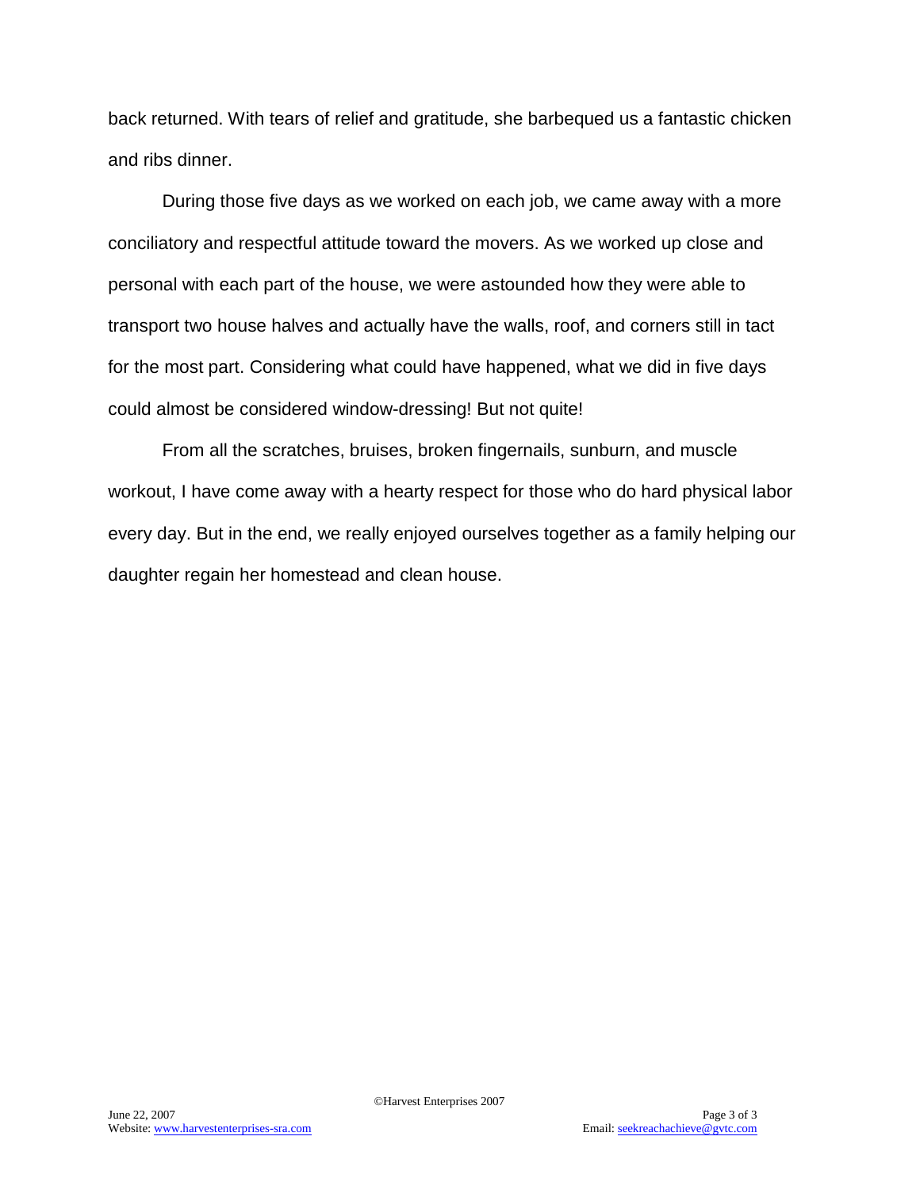back returned. With tears of relief and gratitude, she barbequed us a fantastic chicken and ribs dinner.

During those five days as we worked on each job, we came away with a more conciliatory and respectful attitude toward the movers. As we worked up close and personal with each part of the house, we were astounded how they were able to transport two house halves and actually have the walls, roof, and corners still in tact for the most part. Considering what could have happened, what we did in five days could almost be considered window-dressing! But not quite!

From all the scratches, bruises, broken fingernails, sunburn, and muscle workout, I have come away with a hearty respect for those who do hard physical labor every day. But in the end, we really enjoyed ourselves together as a family helping our daughter regain her homestead and clean house.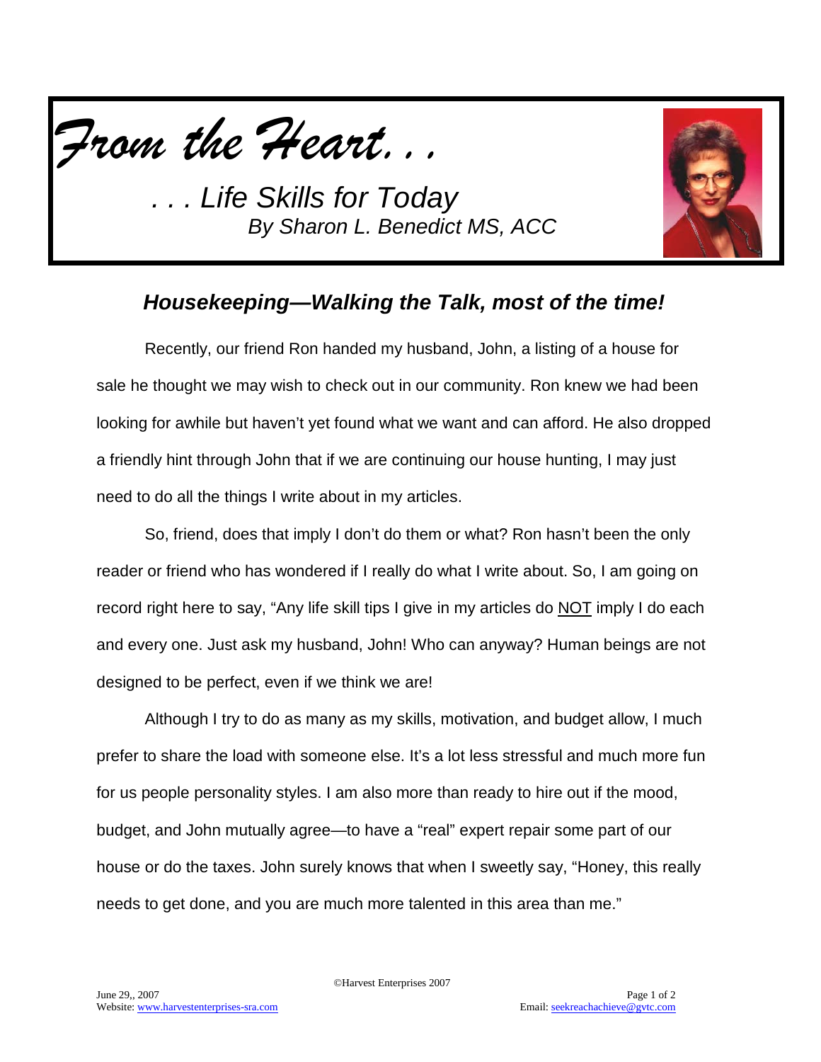*From the Heart. . .*

*. . . Life Skills for Today*
*By Sharon L. Benedict MS, ACC*

## ***Housekeeping—Walking the Talk, most of the time!***

Recently, our friend Ron handed my husband, John, a listing of a house for sale he thought we may wish to check out in our community. Ron knew we had been looking for awhile but haven't yet found what we want and can afford. He also dropped a friendly hint through John that if we are continuing our house hunting, I may just need to do all the things I write about in my articles.

So, friend, does that imply I don't do them or what? Ron hasn't been the only reader or friend who has wondered if I really do what I write about. So, I am going on record right here to say, "Any life skill tips I give in my articles do <u>NOT</u> imply I do each and every one. Just ask my husband, John! Who can anyway? Human beings are not designed to be perfect, even if we think we are!

Although I try to do as many as my skills, motivation, and budget allow, I much prefer to share the load with someone else. It's a lot less stressful and much more fun for us people personality styles. I am also more than ready to hire out if the mood, budget, and John mutually agree—to have a "real" expert repair some part of our house or do the taxes. John surely knows that when I sweetly say, "Honey, this really needs to get done, and you are much more talented in this area than me."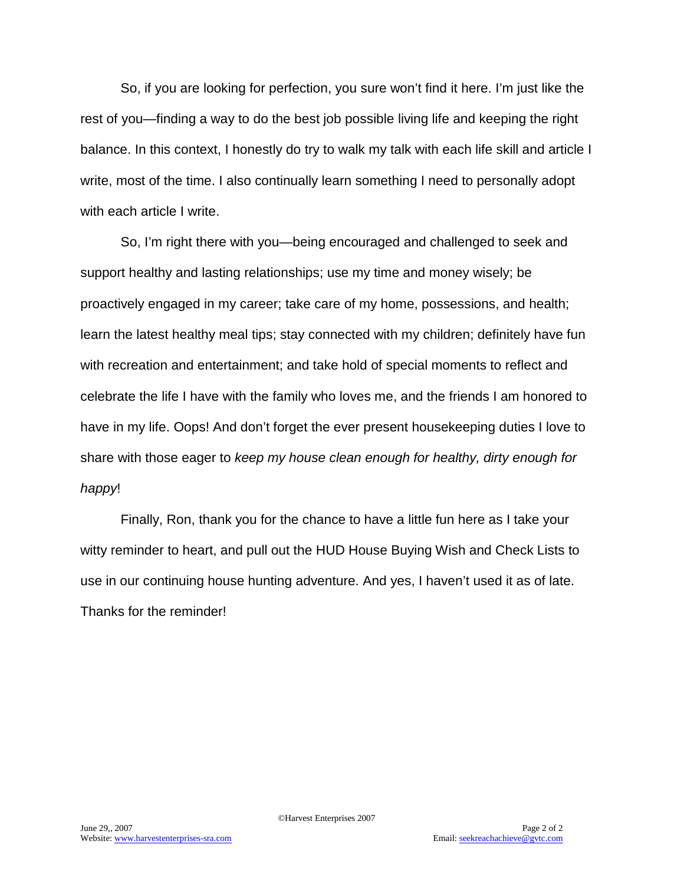So, if you are looking for perfection, you sure won't find it here. I'm just like the rest of you—finding a way to do the best job possible living life and keeping the right balance. In this context, I honestly do try to walk my talk with each life skill and article I write, most of the time. I also continually learn something I need to personally adopt with each article I write.

So, I'm right there with you—being encouraged and challenged to seek and support healthy and lasting relationships; use my time and money wisely; be proactively engaged in my career; take care of my home, possessions, and health; learn the latest healthy meal tips; stay connected with my children; definitely have fun with recreation and entertainment; and take hold of special moments to reflect and celebrate the life I have with the family who loves me, and the friends I am honored to have in my life. Oops! And don't forget the ever present housekeeping duties I love to share with those eager to *keep my house clean enough for healthy, dirty enough for happy*!

Finally, Ron, thank you for the chance to have a little fun here as I take your witty reminder to heart, and pull out the HUD House Buying Wish and Check Lists to use in our continuing house hunting adventure. And yes, I haven't used it as of late. Thanks for the reminder!